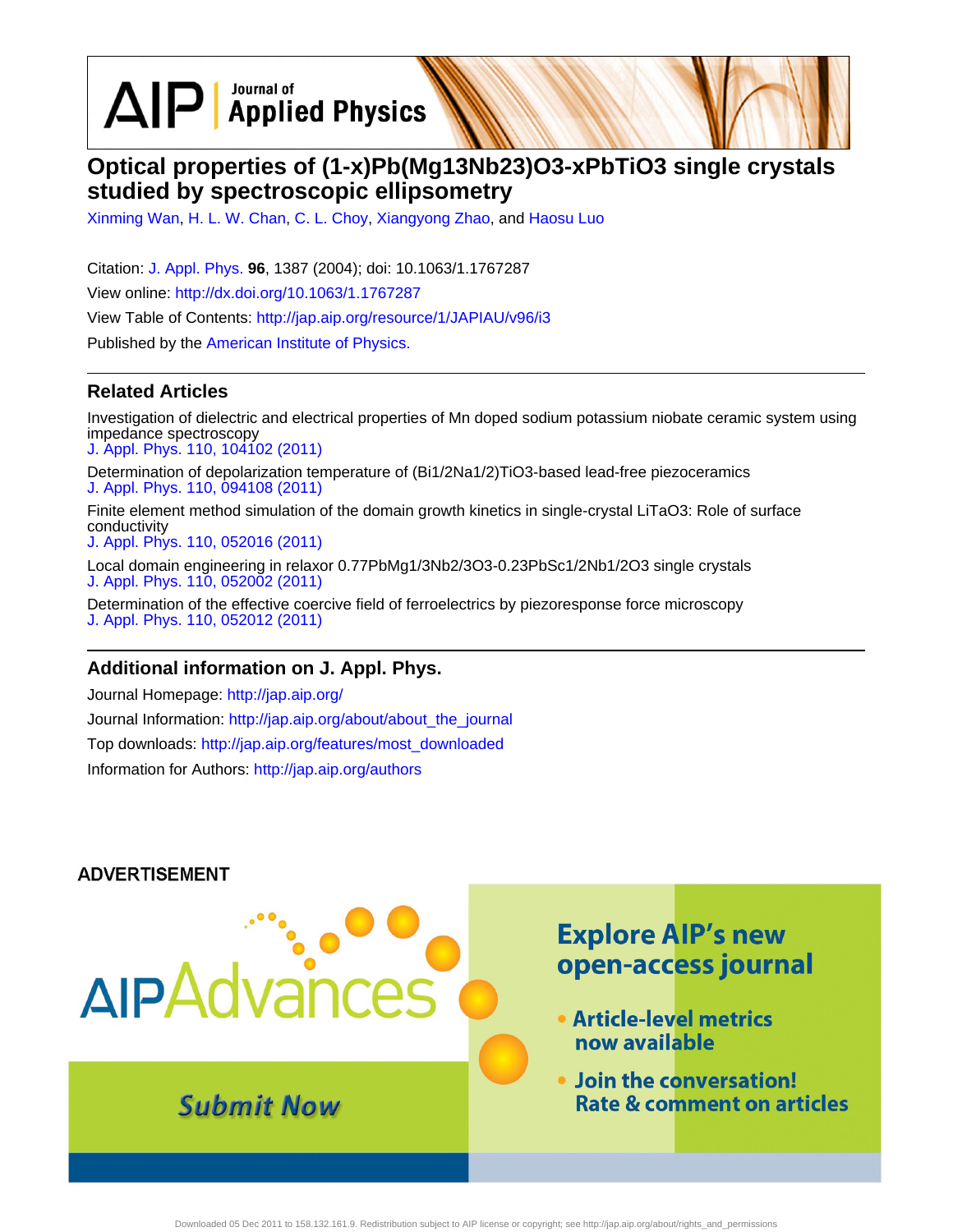# Optical properties of (1-x)Pb(Mg13Nb23)O3-xPbTiO3 single crystals studied by spectroscopic ellipsometry

Xinming Wan, H. L. W. Chan, C. L. Choy, Xiangyong Zhao, and Haosu Luo

Citation: J. Appl. Phys. **96**, 1387 (2004); doi: 10.1063/1.1767287

View online: http://dx.doi.org/10.1063/1.1767287

View Table of Contents: http://jap.aip.org/resource/1/JAPIAU/v96/i3

Published by the American Institute of Physics.

## Related Articles

Investigation of dielectric and electrical properties of Mn doped sodium potassium niobate ceramic system using impedance spectroscopy
J. Appl. Phys. 110, 104102 (2011)

Determination of depolarization temperature of (Bi1/2Na1/2)TiO3-based lead-free piezoceramics
J. Appl. Phys. 110, 094108 (2011)

Finite element method simulation of the domain growth kinetics in single-crystal LiTaO3: Role of surface conductivity
J. Appl. Phys. 110, 052016 (2011)

Local domain engineering in relaxor 0.77PbMg1/3Nb2/3O3-0.23PbSc1/2Nb1/2O3 single crystals
J. Appl. Phys. 110, 052002 (2011)

Determination of the effective coercive field of ferroelectrics by piezoresponse force microscopy
J. Appl. Phys. 110, 052012 (2011)

## Additional information on J. Appl. Phys.

Journal Homepage: http://jap.aip.org/

Journal Information: http://jap.aip.org/about/about_the_journal

Top downloads: http://jap.aip.org/features/most_downloaded

Information for Authors: http://jap.aip.org/authors

## ADVERTISEMENT

AIP Advances

Explore AIP's new open-access journal

- Article-level metrics now available
- Join the conversation! Rate & comment on articles

Submit Now

Downloaded 05 Dec 2011 to 158.132.161.9. Redistribution subject to AIP license or copyright; see http://jap.aip.org/about/rights_and_permissions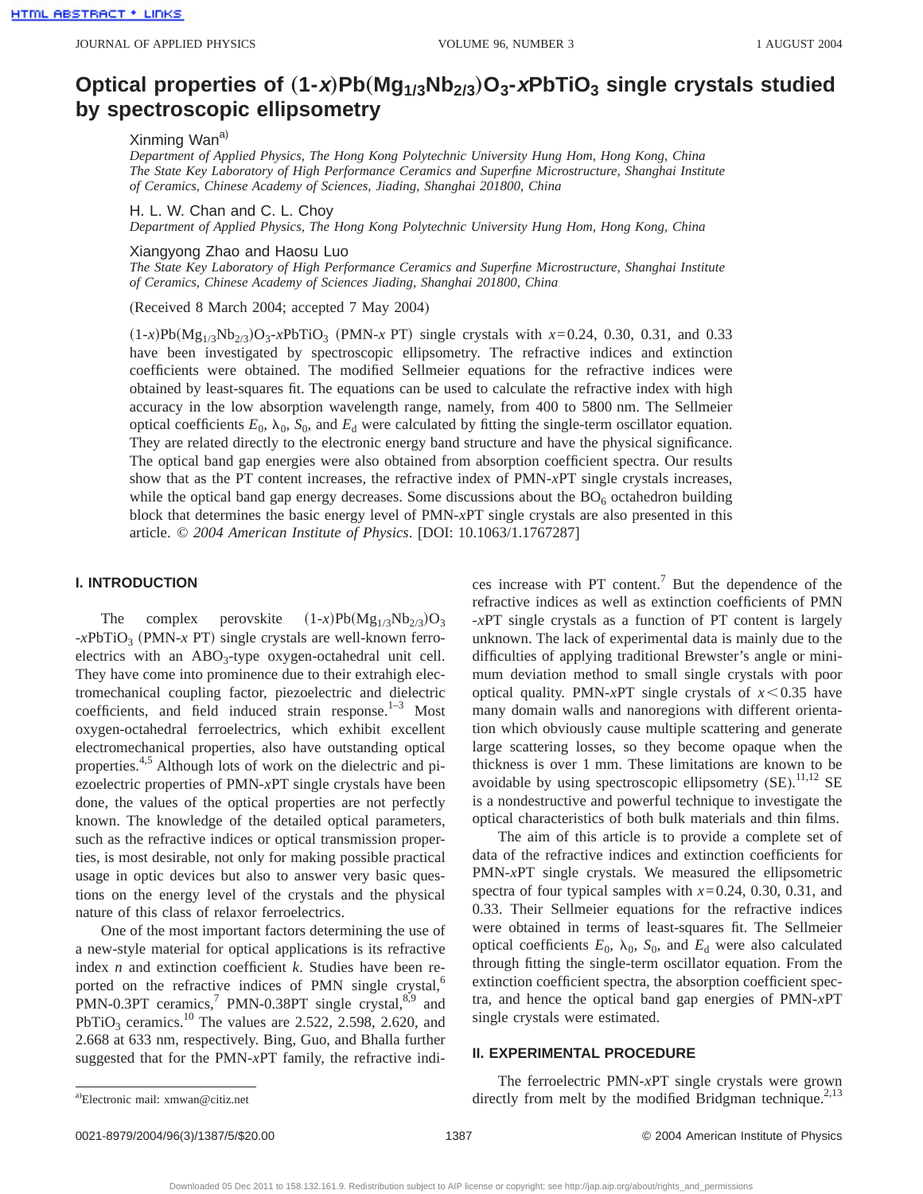# Optical properties of $(1\text{-}x)\mathrm{Pb(Mg_{1/3}Nb_{2/3})O_3}\text{-}x\mathrm{PbTiO_3}$ single crystals studied by spectroscopic ellipsometry

Xinming Wan[a)]
*Department of Applied Physics, The Hong Kong Polytechnic University Hung Hom, Hong Kong, China*
*The State Key Laboratory of High Performance Ceramics and Superfine Microstructure, Shanghai Institute of Ceramics, Chinese Academy of Sciences, Jiading, Shanghai 201800, China*

H. L. W. Chan and C. L. Choy
*Department of Applied Physics, The Hong Kong Polytechnic University Hung Hom, Hong Kong, China*

Xiangyong Zhao and Haosu Luo
*The State Key Laboratory of High Performance Ceramics and Superfine Microstructure, Shanghai Institute of Ceramics, Chinese Academy of Sciences Jiading, Shanghai 201800, China*

(Received 8 March 2004; accepted 7 May 2004)

$(1\text{-}x)\mathrm{Pb(Mg_{1/3}Nb_{2/3})O_3}\text{-}x\mathrm{PbTiO_3}$ (PMN-$x$ PT) single crystals with $x$=0.24, 0.30, 0.31, and 0.33 have been investigated by spectroscopic ellipsometry. The refractive indices and extinction coefficients were obtained. The modified Sellmeier equations for the refractive indices were obtained by least-squares fit. The equations can be used to calculate the refractive index with high accuracy in the low absorption wavelength range, namely, from 400 to 5800 nm. The Sellmeier optical coefficients $E_0$, $\lambda_0$, $S_0$, and $E_d$ were calculated by fitting the single-term oscillator equation. They are related directly to the electronic energy band structure and have the physical significance. The optical band gap energies were also obtained from absorption coefficient spectra. Our results show that as the PT content increases, the refractive index of PMN-$x$PT single crystals increases, while the optical band gap energy decreases. Some discussions about the $\mathrm{BO_6}$ octahedron building block that determines the basic energy level of PMN-$x$PT single crystals are also presented in this article. © *2004 American Institute of Physics*. [DOI: 10.1063/1.1767287]

## I. INTRODUCTION

The complex perovskite $(1\text{-}x)\mathrm{Pb(Mg_{1/3}Nb_{2/3})O_3}$-$x\mathrm{PbTiO_3}$ (PMN-$x$ PT) single crystals are well-known ferroelectrics with an $\mathrm{ABO_3}$-type oxygen-octahedral unit cell. They have come into prominence due to their extrahigh electromechanical coupling factor, piezoelectric and dielectric coefficients, and field induced strain response.[1–3] Most oxygen-octahedral ferroelectrics, which exhibit excellent electromechanical properties, also have outstanding optical properties.[4,5] Although lots of work on the dielectric and piezoelectric properties of PMN-$x$PT single crystals have been done, the values of the optical properties are not perfectly known. The knowledge of the detailed optical parameters, such as the refractive indices or optical transmission properties, is most desirable, not only for making possible practical usage in optic devices but also to answer very basic questions on the energy level of the crystals and the physical nature of this class of relaxor ferroelectrics.

One of the most important factors determining the use of a new-style material for optical applications is its refractive index $n$ and extinction coefficient $k$. Studies have been reported on the refractive indices of PMN single crystal,[6] PMN-0.3PT ceramics,[7] PMN-0.38PT single crystal,[8,9] and $\mathrm{PbTiO_3}$ ceramics.[10] The values are 2.522, 2.598, 2.620, and 2.668 at 633 nm, respectively. Bing, Guo, and Bhalla further suggested that for the PMN-$x$PT family, the refractive indices increase with PT content.[7] But the dependence of the refractive indices as well as extinction coefficients of PMN-$x$PT single crystals as a function of PT content is largely unknown. The lack of experimental data is mainly due to the difficulties of applying traditional Brewster's angle or minimum deviation method to small single crystals with poor optical quality. PMN-$x$PT single crystals of $x<0.35$ have many domain walls and nanoregions with different orientation which obviously cause multiple scattering and generate large scattering losses, so they become opaque when the thickness is over 1 mm. These limitations are known to be avoidable by using spectroscopic ellipsometry (SE).[11,12] SE is a nondestructive and powerful technique to investigate the optical characteristics of both bulk materials and thin films.

The aim of this article is to provide a complete set of data of the refractive indices and extinction coefficients for PMN-$x$PT single crystals. We measured the ellipsometric spectra of four typical samples with $x$=0.24, 0.30, 0.31, and 0.33. Their Sellmeier equations for the refractive indices were obtained in terms of least-squares fit. The Sellmeier optical coefficients $E_0$, $\lambda_0$, $S_0$, and $E_d$ were also calculated through fitting the single-term oscillator equation. From the extinction coefficient spectra, the absorption coefficient spectra, and hence the optical band gap energies of PMN-$x$PT single crystals were estimated.

## II. EXPERIMENTAL PROCEDURE

The ferroelectric PMN-$x$PT single crystals were grown directly from melt by the modified Bridgman technique.[2,13]

[a)]Electronic mail: xmwan@citiz.net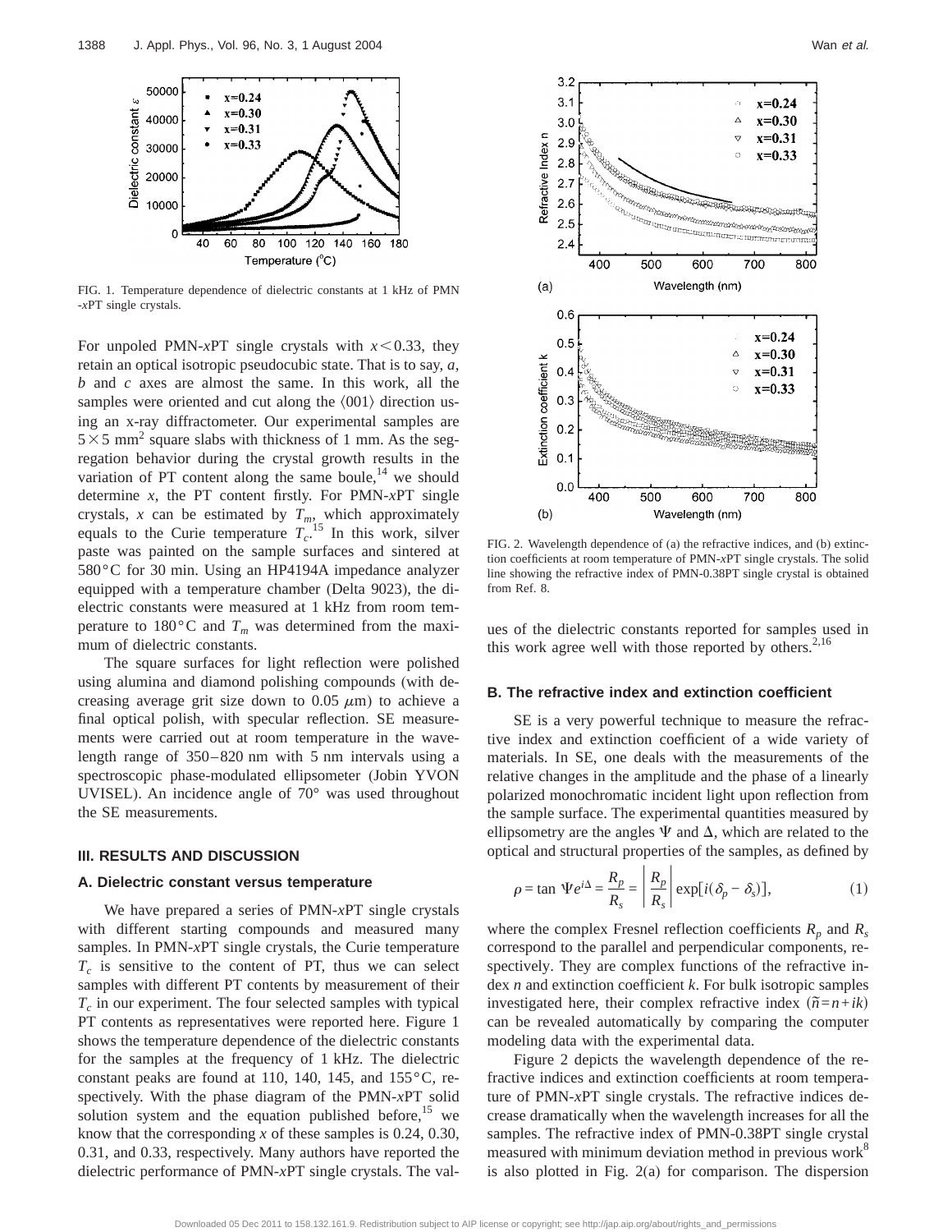FIG. 1. Temperature dependence of dielectric constants at 1 kHz of PMN-$x$PT single crystals.

For unpoled PMN-$x$PT single crystals with $x<0.33$, they retain an optical isotropic pseudocubic state. That is to say, $a$, $b$ and $c$ axes are almost the same. In this work, all the samples were oriented and cut along the $\langle 001 \rangle$ direction using an x-ray diffractometer. Our experimental samples are $5\times 5$ mm$^2$ square slabs with thickness of 1 mm. As the segregation behavior during the crystal growth results in the variation of PT content along the same boule,[14] we should determine $x$, the PT content firstly. For PMN-$x$PT single crystals, $x$ can be estimated by $T_m$, which approximately equals to the Curie temperature $T_c$.[15] In this work, silver paste was painted on the sample surfaces and sintered at 580 °C for 30 min. Using an HP4194A impedance analyzer equipped with a temperature chamber (Delta 9023), the dielectric constants were measured at 1 kHz from room temperature to 180 °C and $T_m$ was determined from the maximum of dielectric constants.

The square surfaces for light reflection were polished using alumina and diamond polishing compounds (with decreasing average grit size down to 0.05 $\mu$m) to achieve a final optical polish, with specular reflection. SE measurements were carried out at room temperature in the wavelength range of 350–820 nm with 5 nm intervals using a spectroscopic phase-modulated ellipsometer (Jobin YVON UVISEL). An incidence angle of 70° was used throughout the SE measurements.

## III. RESULTS AND DISCUSSION

### A. Dielectric constant versus temperature

We have prepared a series of PMN-$x$PT single crystals with different starting compounds and measured many samples. In PMN-$x$PT single crystals, the Curie temperature $T_c$ is sensitive to the content of PT, thus we can select samples with different PT contents by measurement of their $T_c$ in our experiment. The four selected samples with typical PT contents as representatives were reported here. Figure 1 shows the temperature dependence of the dielectric constants for the samples at the frequency of 1 kHz. The dielectric constant peaks are found at 110, 140, 145, and 155 °C, respectively. With the phase diagram of the PMN-$x$PT solid solution system and the equation published before,[15] we know that the corresponding $x$ of these samples is 0.24, 0.30, 0.31, and 0.33, respectively. Many authors have reported the dielectric performance of PMN-$x$PT single crystals. The values of the dielectric constants reported for samples used in this work agree well with those reported by others.[2,16]

FIG. 2. Wavelength dependence of (a) the refractive indices, and (b) extinction coefficients at room temperature of PMN-$x$PT single crystals. The solid line showing the refractive index of PMN-0.38PT single crystal is obtained from Ref. 8.

### B. The refractive index and extinction coefficient

SE is a very powerful technique to measure the refractive index and extinction coefficient of a wide variety of materials. In SE, one deals with the measurements of the relative changes in the amplitude and the phase of a linearly polarized monochromatic incident light upon reflection from the sample surface. The experimental quantities measured by ellipsometry are the angles $\Psi$ and $\Delta$, which are related to the optical and structural properties of the samples, as defined by

$$\rho = \tan \Psi e^{i\Delta} = \frac{R_p}{R_s} = \left|\frac{R_p}{R_s}\right| \exp[i(\delta_p - \delta_s)], \tag{1}$$

where the complex Fresnel reflection coefficients $R_p$ and $R_s$ correspond to the parallel and perpendicular components, respectively. They are complex functions of the refractive index $n$ and extinction coefficient $k$. For bulk isotropic samples investigated here, their complex refractive index $(\tilde{n}=n+ik)$ can be revealed automatically by comparing the computer modeling data with the experimental data.

Figure 2 depicts the wavelength dependence of the refractive indices and extinction coefficients at room temperature of PMN-$x$PT single crystals. The refractive indices decrease dramatically when the wavelength increases for all the samples. The refractive index of PMN-0.38PT single crystal measured with minimum deviation method in previous work[8] is also plotted in Fig. 2(a) for comparison. The dispersion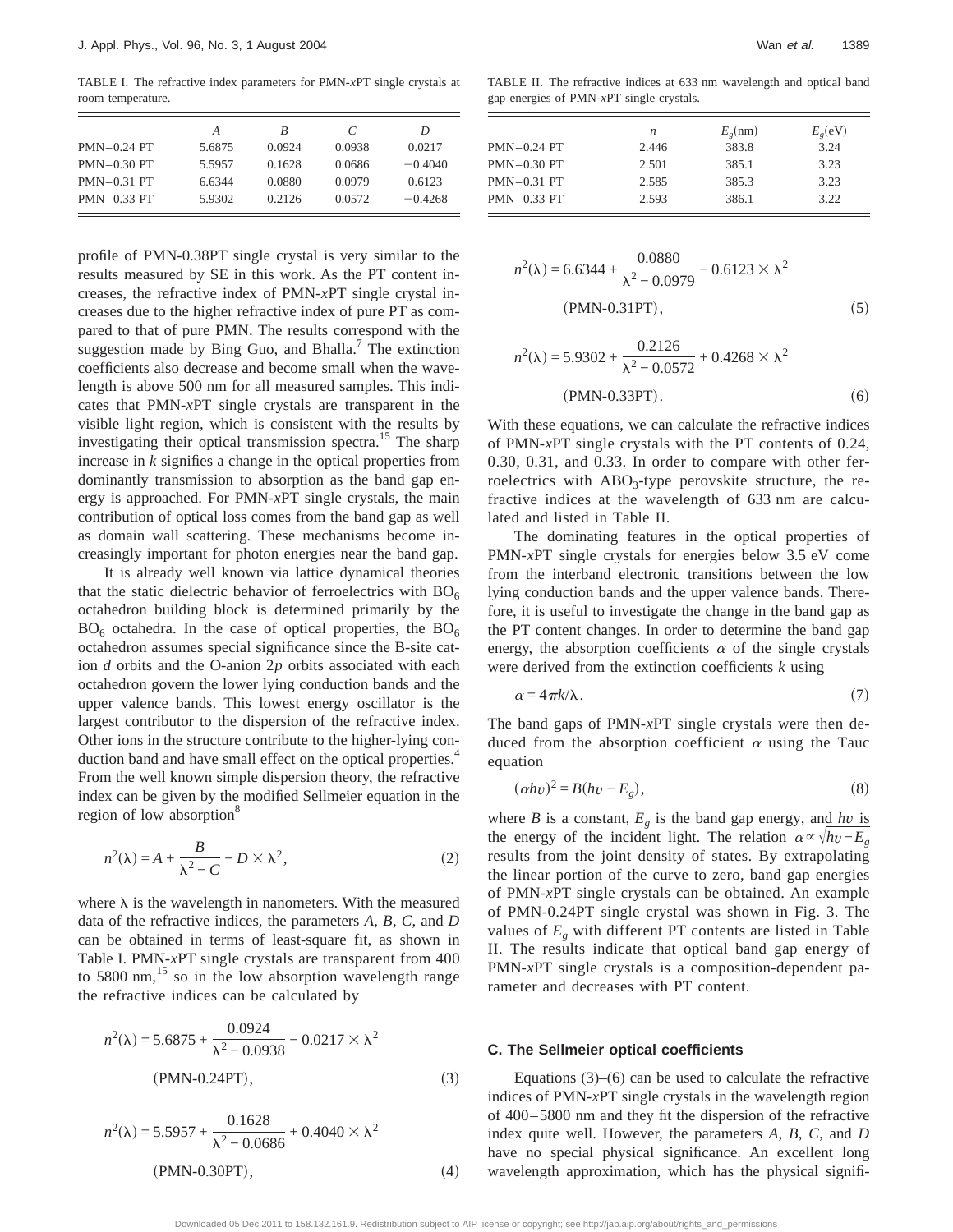TABLE I. The refractive index parameters for PMN-$x$PT single crystals at room temperature.

| | $A$ | $B$ | $C$ | $D$ |
|---|---|---|---|---|
| PMN–0.24 PT | 5.6875 | 0.0924 | 0.0938 | 0.0217 |
| PMN–0.30 PT | 5.5957 | 0.1628 | 0.0686 | −0.4040 |
| PMN–0.31 PT | 6.6344 | 0.0880 | 0.0979 | 0.6123 |
| PMN–0.33 PT | 5.9302 | 0.2126 | 0.0572 | −0.4268 |

TABLE II. The refractive indices at 633 nm wavelength and optical band gap energies of PMN-$x$PT single crystals.

| | $n$ | $E_g$(nm) | $E_g$(eV) |
|---|---|---|---|
| PMN–0.24 PT | 2.446 | 383.8 | 3.24 |
| PMN–0.30 PT | 2.501 | 385.1 | 3.23 |
| PMN–0.31 PT | 2.585 | 385.3 | 3.23 |
| PMN–0.33 PT | 2.593 | 386.1 | 3.22 |

profile of PMN-0.38PT single crystal is very similar to the results measured by SE in this work. As the PT content increases, the refractive index of PMN-$x$PT single crystal increases due to the higher refractive index of pure PT as compared to that of pure PMN. The results correspond with the suggestion made by Bing Guo, and Bhalla.[7] The extinction coefficients also decrease and become small when the wavelength is above 500 nm for all measured samples. This indicates that PMN-$x$PT single crystals are transparent in the visible light region, which is consistent with the results by investigating their optical transmission spectra.[15] The sharp increase in $k$ signifies a change in the optical properties from dominantly transmission to absorption as the band gap energy is approached. For PMN-$x$PT single crystals, the main contribution of optical loss comes from the band gap as well as domain wall scattering. These mechanisms become increasingly important for photon energies near the band gap.

It is already well known via lattice dynamical theories that the static dielectric behavior of ferroelectrics with $BO_6$ octahedron building block is determined primarily by the $BO_6$ octahedra. In the case of optical properties, the $BO_6$ octahedron assumes special significance since the B-site cation $d$ orbits and the O-anion 2$p$ orbits associated with each octahedron govern the lower lying conduction bands and the upper valence bands. This lowest energy oscillator is the largest contributor to the dispersion of the refractive index. Other ions in the structure contribute to the higher-lying conduction band and have small effect on the optical properties.[4] From the well known simple dispersion theory, the refractive index can be given by the modified Sellmeier equation in the region of low absorption[8]

$$n^2(\lambda) = A + \frac{B}{\lambda^2 - C} - D \times \lambda^2, \tag{2}$$

where $\lambda$ is the wavelength in nanometers. With the measured data of the refractive indices, the parameters $A$, $B$, $C$, and $D$ can be obtained in terms of least-square fit, as shown in Table I. PMN-$x$PT single crystals are transparent from 400 to 5800 nm,[15] so in the low absorption wavelength range the refractive indices can be calculated by

$$n^2(\lambda) = 5.6875 + \frac{0.0924}{\lambda^2 - 0.0938} - 0.0217 \times \lambda^2 \quad \text{(PMN-0.24PT)}, \tag{3}$$

$$n^2(\lambda) = 5.5957 + \frac{0.1628}{\lambda^2 - 0.0686} + 0.4040 \times \lambda^2 \quad \text{(PMN-0.30PT)}, \tag{4}$$

$$n^2(\lambda) = 6.6344 + \frac{0.0880}{\lambda^2 - 0.0979} - 0.6123 \times \lambda^2 \quad \text{(PMN-0.31PT)}, \tag{5}$$

$$n^2(\lambda) = 5.9302 + \frac{0.2126}{\lambda^2 - 0.0572} + 0.4268 \times \lambda^2 \quad \text{(PMN-0.33PT)}. \tag{6}$$

With these equations, we can calculate the refractive indices of PMN-$x$PT single crystals with the PT contents of 0.24, 0.30, 0.31, and 0.33. In order to compare with other ferroelectrics with $ABO_3$-type perovskite structure, the refractive indices at the wavelength of 633 nm are calculated and listed in Table II.

The dominating features in the optical properties of PMN-$x$PT single crystals for energies below 3.5 eV come from the interband electronic transitions between the low lying conduction bands and the upper valence bands. Therefore, it is useful to investigate the change in the band gap as the PT content changes. In order to determine the band gap energy, the absorption coefficients $\alpha$ of the single crystals were derived from the extinction coefficients $k$ using

$$\alpha = 4\pi k/\lambda. \tag{7}$$

The band gaps of PMN-$x$PT single crystals were then deduced from the absorption coefficient $\alpha$ using the Tauc equation

$$(\alpha h\upsilon)^2 = B(h\upsilon - E_g), \tag{8}$$

where $B$ is a constant, $E_g$ is the band gap energy, and $h\upsilon$ is the energy of the incident light. The relation $\alpha \propto \sqrt{h\upsilon - E_g}$ results from the joint density of states. By extrapolating the linear portion of the curve to zero, band gap energies of PMN-$x$PT single crystals can be obtained. An example of PMN-0.24PT single crystal was shown in Fig. 3. The values of $E_g$ with different PT contents are listed in Table II. The results indicate that optical band gap energy of PMN-$x$PT single crystals is a composition-dependent parameter and decreases with PT content.

### C. The Sellmeier optical coefficients

Equations (3)–(6) can be used to calculate the refractive indices of PMN-$x$PT single crystals in the wavelength region of 400–5800 nm and they fit the dispersion of the refractive index quite well. However, the parameters $A$, $B$, $C$, and $D$ have no special physical significance. An excellent long wavelength approximation, which has the physical signifi-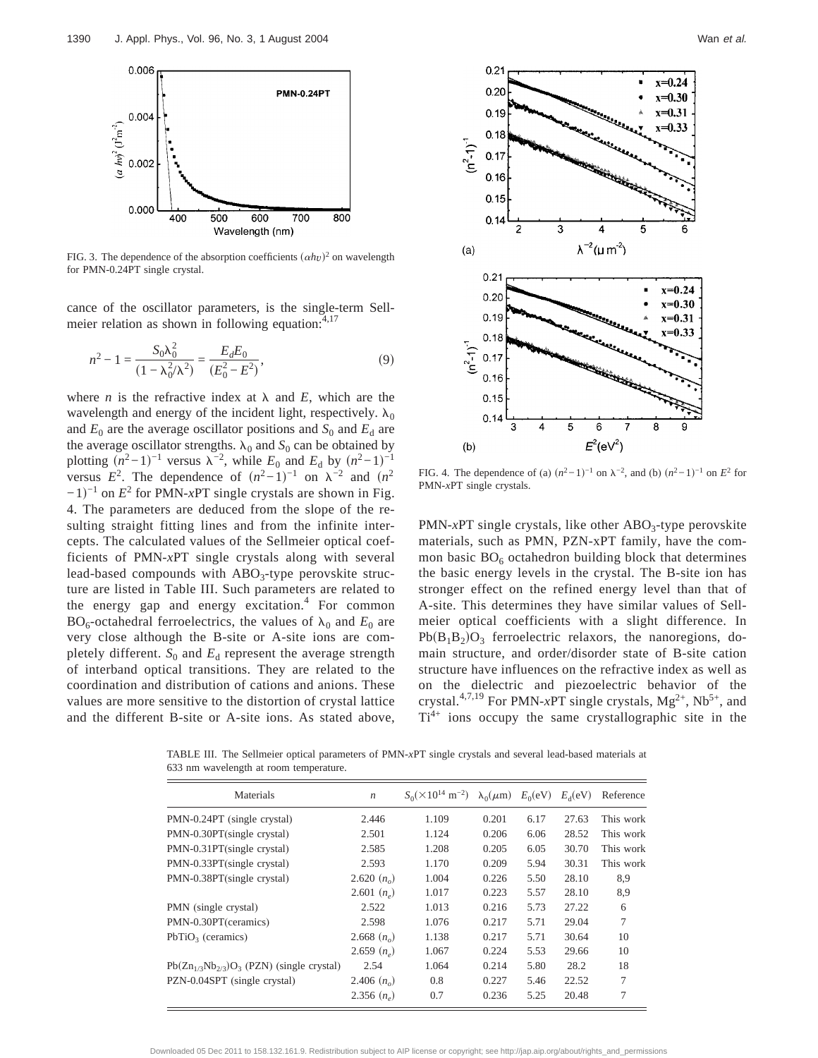FIG. 3. The dependence of the absorption coefficients $(\alpha h\upsilon)^2$ on wavelength for PMN-0.24PT single crystal.

cance of the oscillator parameters, is the single-term Sellmeier relation as shown in following equation:[4,17]

$$n^2 - 1 = \frac{S_0\lambda_0^2}{(1-\lambda_0^2/\lambda^2)} = \frac{E_d E_0}{(E_0^2 - E^2)}, \tag{9}$$

where $n$ is the refractive index at $\lambda$ and $E$, which are the wavelength and energy of the incident light, respectively. $\lambda_0$ and $E_0$ are the average oscillator positions and $S_0$ and $E_d$ are the average oscillator strengths. $\lambda_0$ and $S_0$ can be obtained by plotting $(n^2-1)^{-1}$ versus $\lambda^{-2}$, while $E_0$ and $E_d$ by $(n^2-1)^{-1}$ versus $E^2$. The dependence of $(n^2-1)^{-1}$ on $\lambda^{-2}$ and $(n^2-1)^{-1}$ on $E^2$ for PMN-$x$PT single crystals are shown in Fig. 4. The parameters are deduced from the slope of the resulting straight fitting lines and from the infinite intercepts. The calculated values of the Sellmeier optical coefficients of PMN-$x$PT single crystals along with several lead-based compounds with $ABO_3$-type perovskite structure are listed in Table III. Such parameters are related to the energy gap and energy excitation.[4] For common $BO_6$-octahedral ferroelectrics, the values of $\lambda_0$ and $E_0$ are very close although the B-site or A-site ions are completely different. $S_0$ and $E_d$ represent the average strength of interband optical transitions. They are related to the coordination and distribution of cations and anions. These values are more sensitive to the distortion of crystal lattice and the different B-site or A-site ions. As stated above, PMN-$x$PT single crystals, like other $ABO_3$-type perovskite materials, such as PMN, PZN-xPT family, have the common basic $BO_6$ octahedron building block that determines the basic energy levels in the crystal. The B-site ion has stronger effect on the refined energy level than that of A-site. This determines they have similar values of Sellmeier optical coefficients with a slight difference. In $Pb(B_1B_2)O_3$ ferroelectric relaxors, the nanoregions, domain structure, and order/disorder state of B-site cation structure have influences on the refractive index as well as on the dielectric and piezoelectric behavior of the crystal.[4,7,19] For PMN-$x$PT single crystals, $Mg^{2+}$, $Nb^{5+}$, and $Ti^{4+}$ ions occupy the same crystallographic site in the

FIG. 4. The dependence of (a) $(n^2-1)^{-1}$ on $\lambda^{-2}$, and (b) $(n^2-1)^{-1}$ on $E^2$ for PMN-$x$PT single crystals.

TABLE III. The Sellmeier optical parameters of PMN-$x$PT single crystals and several lead-based materials at 633 nm wavelength at room temperature.

| Materials | $n$ | $S_0(\times 10^{14}\ \mathrm{m}^{-2})$ | $\lambda_0(\mu\mathrm{m})$ | $E_0$(eV) | $E_d$(eV) | Reference |
|---|---|---|---|---|---|---|
| PMN-0.24PT (single crystal) | 2.446 | 1.109 | 0.201 | 6.17 | 27.63 | This work |
| PMN-0.30PT(single crystal) | 2.501 | 1.124 | 0.206 | 6.06 | 28.52 | This work |
| PMN-0.31PT(single crystal) | 2.585 | 1.208 | 0.205 | 6.05 | 30.70 | This work |
| PMN-0.33PT(single crystal) | 2.593 | 1.170 | 0.209 | 5.94 | 30.31 | This work |
| PMN-0.38PT(single crystal) | 2.620 ($n_o$) | 1.004 | 0.226 | 5.50 | 28.10 | 8,9 |
| | 2.601 ($n_e$) | 1.017 | 0.223 | 5.57 | 28.10 | 8,9 |
| PMN (single crystal) | 2.522 | 1.013 | 0.216 | 5.73 | 27.22 | 6 |
| PMN-0.30PT(ceramics) | 2.598 | 1.076 | 0.217 | 5.71 | 29.04 | 7 |
| $PbTiO_3$ (ceramics) | 2.668 ($n_o$) | 1.138 | 0.217 | 5.71 | 30.64 | 10 |
| | 2.659 ($n_e$) | 1.067 | 0.224 | 5.53 | 29.66 | 10 |
| $Pb(Zn_{1/3}Nb_{2/3})O_3$ (PZN) (single crystal) | 2.54 | 1.064 | 0.214 | 5.80 | 28.2 | 18 |
| PZN-0.04SPT (single crystal) | 2.406 ($n_o$) | 0.8 | 0.227 | 5.46 | 22.52 | 7 |
| | 2.356 ($n_e$) | 0.7 | 0.236 | 5.25 | 20.48 | 7 |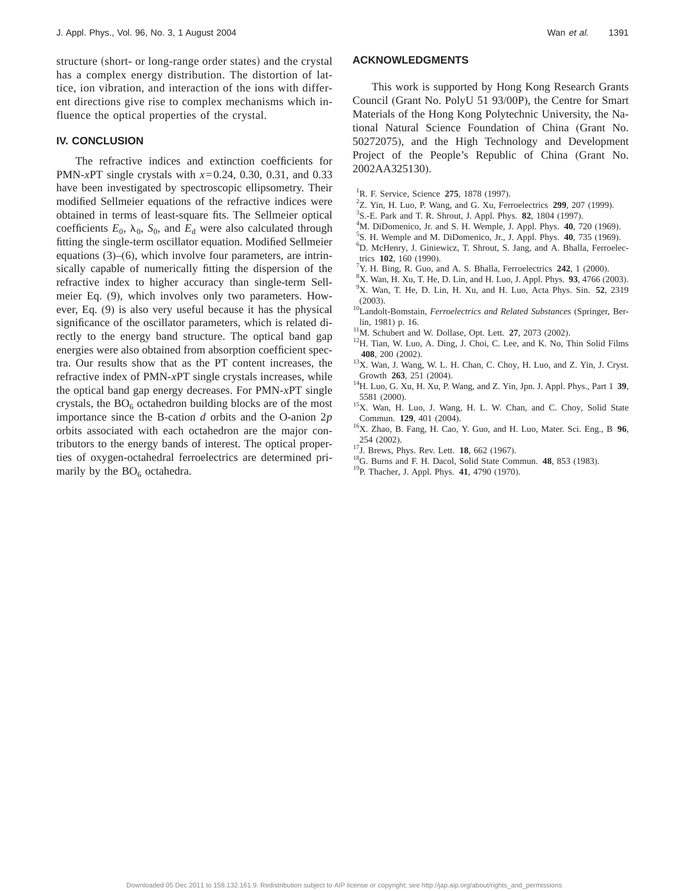structure (short- or long-range order states) and the crystal has a complex energy distribution. The distortion of lattice, ion vibration, and interaction of the ions with different directions give rise to complex mechanisms which influence the optical properties of the crystal.

## IV. CONCLUSION

The refractive indices and extinction coefficients for PMN-$x$PT single crystals with $x$=0.24, 0.30, 0.31, and 0.33 have been investigated by spectroscopic ellipsometry. Their modified Sellmeier equations of the refractive indices were obtained in terms of least-square fits. The Sellmeier optical coefficients $E_0$, $\lambda_0$, $S_0$, and $E_d$ were also calculated through fitting the single-term oscillator equation. Modified Sellmeier equations (3)–(6), which involve four parameters, are intrinsically capable of numerically fitting the dispersion of the refractive index to higher accuracy than single-term Sellmeier Eq. (9), which involves only two parameters. However, Eq. (9) is also very useful because it has the physical significance of the oscillator parameters, which is related directly to the energy band structure. The optical band gap energies were also obtained from absorption coefficient spectra. Our results show that as the PT content increases, the refractive index of PMN-$x$PT single crystals increases, while the optical band gap energy decreases. For PMN-$x$PT single crystals, the $BO_6$ octahedron building blocks are of the most importance since the B-cation $d$ orbits and the O-anion 2$p$ orbits associated with each octahedron are the major contributors to the energy bands of interest. The optical properties of oxygen-octahedral ferroelectrics are determined primarily by the $BO_6$ octahedra.

## ACKNOWLEDGMENTS

This work is supported by Hong Kong Research Grants Council (Grant No. PolyU 51 93/00P), the Centre for Smart Materials of the Hong Kong Polytechnic University, the National Natural Science Foundation of China (Grant No. 50272075), and the High Technology and Development Project of the People's Republic of China (Grant No. 2002AA325130).

[1] R. F. Service, Science **275**, 1878 (1997).
[2] Z. Yin, H. Luo, P. Wang, and G. Xu, Ferroelectrics **299**, 207 (1999).
[3] S.-E. Park and T. R. Shrout, J. Appl. Phys. **82**, 1804 (1997).
[4] M. DiDomenico, Jr. and S. H. Wemple, J. Appl. Phys. **40**, 720 (1969).
[5] S. H. Wemple and M. DiDomenico, Jr., J. Appl. Phys. **40**, 735 (1969).
[6] D. McHenry, J. Giniewicz, T. Shrout, S. Jang, and A. Bhalla, Ferroelectrics **102**, 160 (1990).
[7] Y. H. Bing, R. Guo, and A. S. Bhalla, Ferroelectrics **242**, 1 (2000).
[8] X. Wan, H. Xu, T. He, D. Lin, and H. Luo, J. Appl. Phys. **93**, 4766 (2003).
[9] X. Wan, T. He, D. Lin, H. Xu, and H. Luo, Acta Phys. Sin. **52**, 2319 (2003).
[10] Landolt-Bomstain, *Ferroelectrics and Related Substances* (Springer, Berlin, 1981) p. 16.
[11] M. Schubert and W. Dollase, Opt. Lett. **27**, 2073 (2002).
[12] H. Tian, W. Luo, A. Ding, J. Choi, C. Lee, and K. No, Thin Solid Films **408**, 200 (2002).
[13] X. Wan, J. Wang, W. L. H. Chan, C. Choy, H. Luo, and Z. Yin, J. Cryst. Growth **263**, 251 (2004).
[14] H. Luo, G. Xu, H. Xu, P. Wang, and Z. Yin, Jpn. J. Appl. Phys., Part 1 **39**, 5581 (2000).
[15] X. Wan, H. Luo, J. Wang, H. L. W. Chan, and C. Choy, Solid State Commun. **129**, 401 (2004).
[16] X. Zhao, B. Fang, H. Cao, Y. Guo, and H. Luo, Mater. Sci. Eng., B **96**, 254 (2002).
[17] J. Brews, Phys. Rev. Lett. **18**, 662 (1967).
[18] G. Burns and F. H. Dacol, Solid State Commun. **48**, 853 (1983).
[19] P. Thacher, J. Appl. Phys. **41**, 4790 (1970).